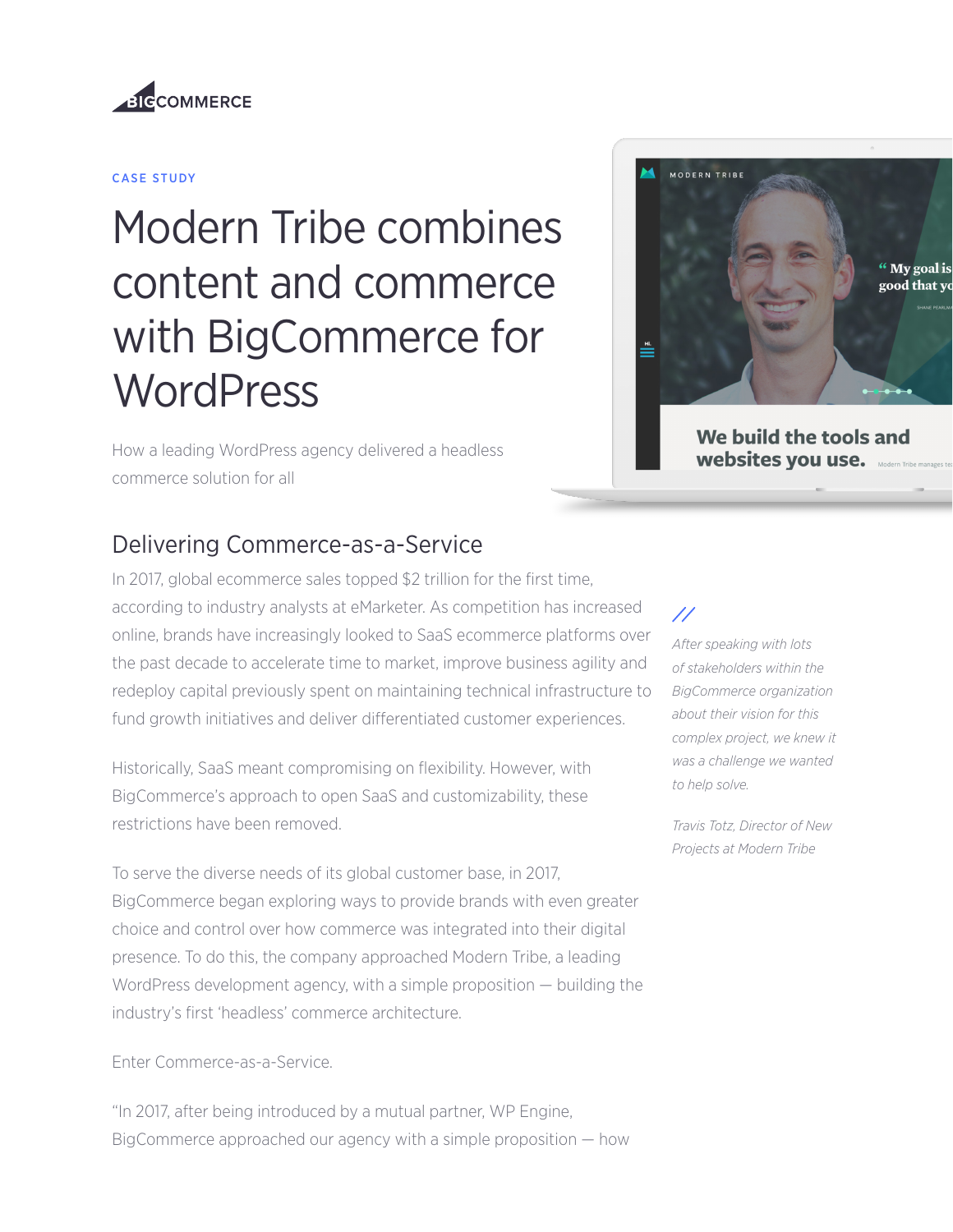CASE STUDY

# Modern Tribe combines content and commerce with BigCommerce for WordPress

How a leading WordPress agency delivered a headless commerce solution for all

## Delivering Commerce-as-a-Service

In 2017, global ecommerce sales topped $2 trillion for the first time, according to industry analysts at eMarketer. As competition has increased online, brands have increasingly looked to SaaS ecommerce platforms over the past decade to accelerate time to market, improve business agility and redeploy capital previously spent on maintaining technical infrastructure to fund growth initiatives and deliver differentiated customer experiences.

Historically, SaaS meant compromising on flexibility. However, with BigCommerce's approach to open SaaS and customizability, these restrictions have been removed.

To serve the diverse needs of its global customer base, in 2017, BigCommerce began exploring ways to provide brands with even greater choice and control over how commerce was integrated into their digital presence. To do this, the company approached Modern Tribe, a leading WordPress development agency, with a simple proposition — building the industry's first 'headless' commerce architecture.

Enter Commerce-as-a-Service.

"In 2017, after being introduced by a mutual partner, WP Engine, BigCommerce approached our agency with a simple proposition — how

> *After speaking with lots of stakeholders within the BigCommerce organization about their vision for this complex project, we knew it was a challenge we wanted to help solve.*
>
> *Travis Totz, Director of New Projects at Modern Tribe*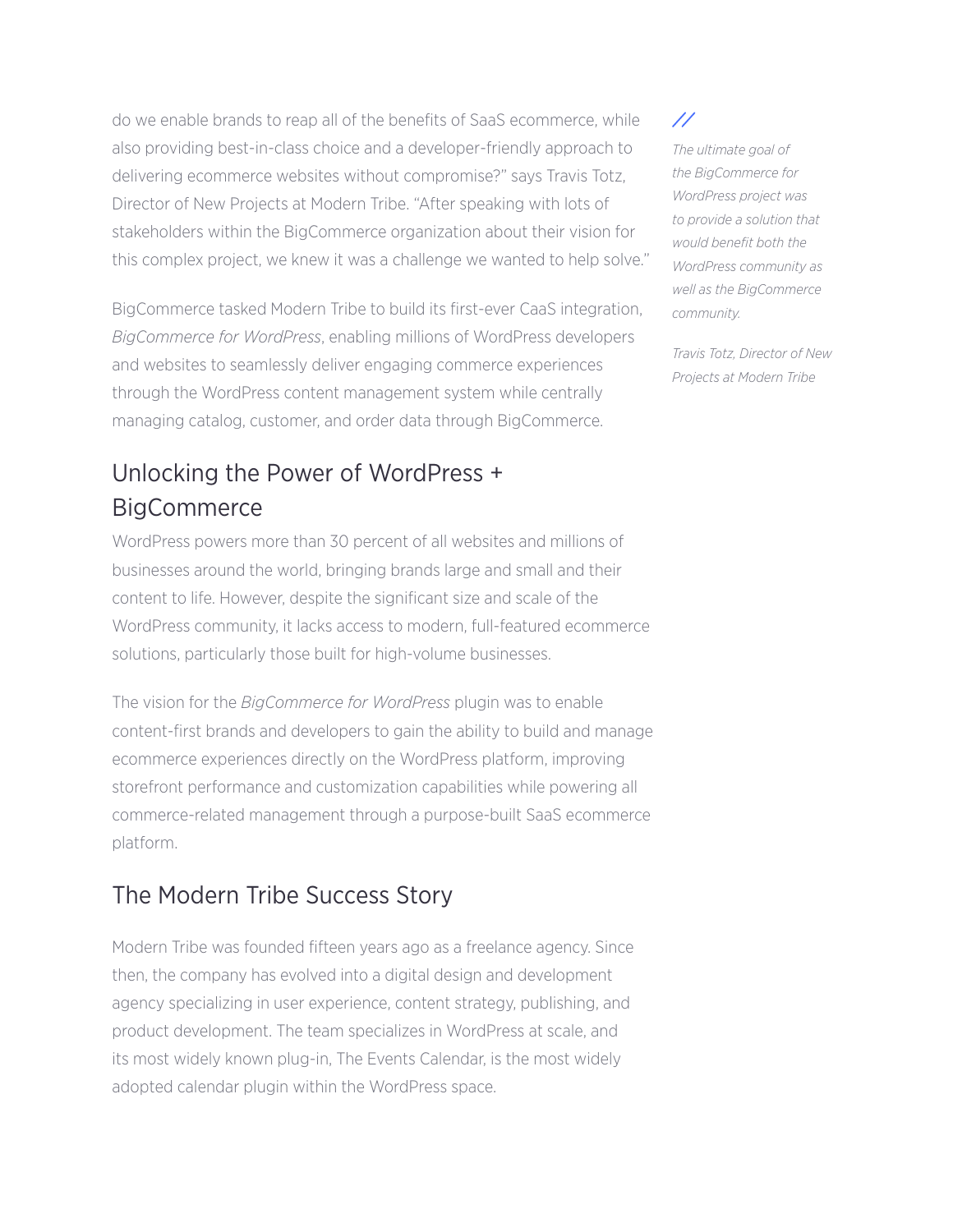do we enable brands to reap all of the benefits of SaaS ecommerce, while also providing best-in-class choice and a developer-friendly approach to delivering ecommerce websites without compromise?" says Travis Totz, Director of New Projects at Modern Tribe. "After speaking with lots of stakeholders within the BigCommerce organization about their vision for this complex project, we knew it was a challenge we wanted to help solve."

> *The ultimate goal of the BigCommerce for WordPress project was to provide a solution that would benefit both the WordPress community as well as the BigCommerce community.*
>
> *Travis Totz, Director of New Projects at Modern Tribe*

BigCommerce tasked Modern Tribe to build its first-ever CaaS integration, *BigCommerce for WordPress*, enabling millions of WordPress developers and websites to seamlessly deliver engaging commerce experiences through the WordPress content management system while centrally managing catalog, customer, and order data through BigCommerce.

## Unlocking the Power of WordPress + BigCommerce

WordPress powers more than 30 percent of all websites and millions of businesses around the world, bringing brands large and small and their content to life. However, despite the significant size and scale of the WordPress community, it lacks access to modern, full-featured ecommerce solutions, particularly those built for high-volume businesses.

The vision for the *BigCommerce for WordPress* plugin was to enable content-first brands and developers to gain the ability to build and manage ecommerce experiences directly on the WordPress platform, improving storefront performance and customization capabilities while powering all commerce-related management through a purpose-built SaaS ecommerce platform.

## The Modern Tribe Success Story

Modern Tribe was founded fifteen years ago as a freelance agency. Since then, the company has evolved into a digital design and development agency specializing in user experience, content strategy, publishing, and product development. The team specializes in WordPress at scale, and its most widely known plug-in, The Events Calendar, is the most widely adopted calendar plugin within the WordPress space.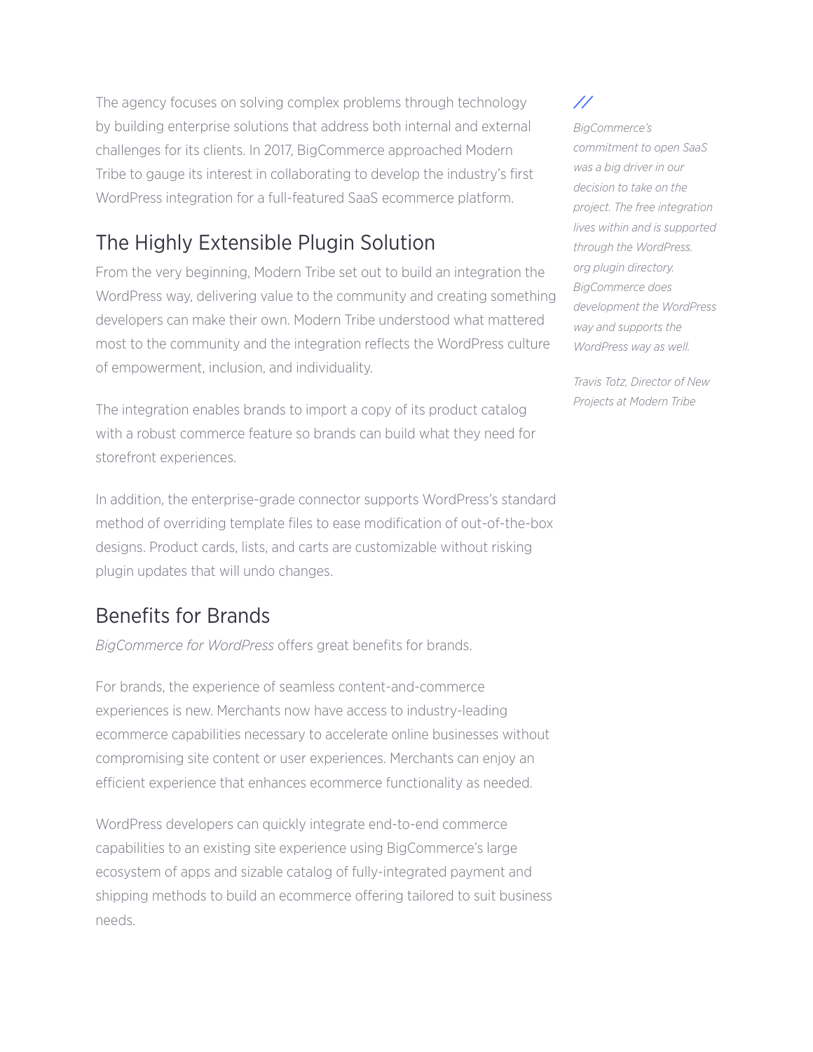The agency focuses on solving complex problems through technology by building enterprise solutions that address both internal and external challenges for its clients. In 2017, BigCommerce approached Modern Tribe to gauge its interest in collaborating to develop the industry's first WordPress integration for a full-featured SaaS ecommerce platform.

## The Highly Extensible Plugin Solution

From the very beginning, Modern Tribe set out to build an integration the WordPress way, delivering value to the community and creating something developers can make their own. Modern Tribe understood what mattered most to the community and the integration reflects the WordPress culture of empowerment, inclusion, and individuality.

The integration enables brands to import a copy of its product catalog with a robust commerce feature so brands can build what they need for storefront experiences.

In addition, the enterprise-grade connector supports WordPress's standard method of overriding template files to ease modification of out-of-the-box designs. Product cards, lists, and carts are customizable without risking plugin updates that will undo changes.

## Benefits for Brands

*BigCommerce for WordPress* offers great benefits for brands.

For brands, the experience of seamless content-and-commerce experiences is new. Merchants now have access to industry-leading ecommerce capabilities necessary to accelerate online businesses without compromising site content or user experiences. Merchants can enjoy an efficient experience that enhances ecommerce functionality as needed.

WordPress developers can quickly integrate end-to-end commerce capabilities to an existing site experience using BigCommerce's large ecosystem of apps and sizable catalog of fully-integrated payment and shipping methods to build an ecommerce offering tailored to suit business needs.

//

*BigCommerce's commitment to open SaaS was a big driver in our decision to take on the project. The free integration lives within and is supported through the WordPress.org plugin directory. BigCommerce does development the WordPress way and supports the WordPress way as well.*

*Travis Totz, Director of New Projects at Modern Tribe*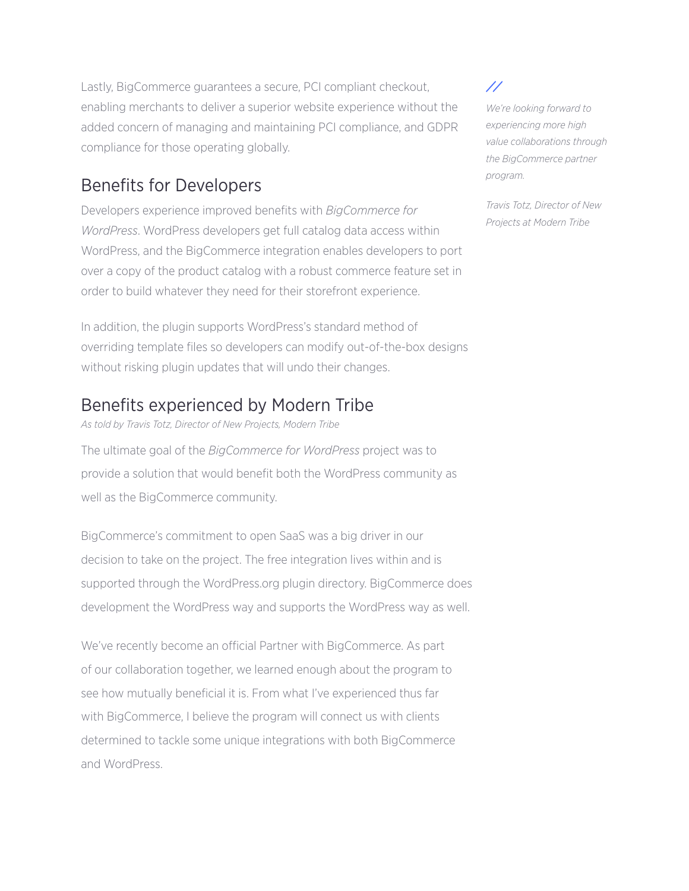Lastly, BigCommerce guarantees a secure, PCI compliant checkout, enabling merchants to deliver a superior website experience without the added concern of managing and maintaining PCI compliance, and GDPR compliance for those operating globally.

## Benefits for Developers

Developers experience improved benefits with *BigCommerce for WordPress*. WordPress developers get full catalog data access within WordPress, and the BigCommerce integration enables developers to port over a copy of the product catalog with a robust commerce feature set in order to build whatever they need for their storefront experience.

In addition, the plugin supports WordPress's standard method of overriding template files so developers can modify out-of-the-box designs without risking plugin updates that will undo their changes.

## Benefits experienced by Modern Tribe

*As told by Travis Totz, Director of New Projects, Modern Tribe*

The ultimate goal of the *BigCommerce for WordPress* project was to provide a solution that would benefit both the WordPress community as well as the BigCommerce community.

BigCommerce's commitment to open SaaS was a big driver in our decision to take on the project. The free integration lives within and is supported through the WordPress.org plugin directory. BigCommerce does development the WordPress way and supports the WordPress way as well.

We've recently become an official Partner with BigCommerce. As part of our collaboration together, we learned enough about the program to see how mutually beneficial it is. From what I've experienced thus far with BigCommerce, I believe the program will connect us with clients determined to tackle some unique integrations with both BigCommerce and WordPress.

> *We're looking forward to experiencing more high value collaborations through the BigCommerce partner program.*
>
> *Travis Totz, Director of New Projects at Modern Tribe*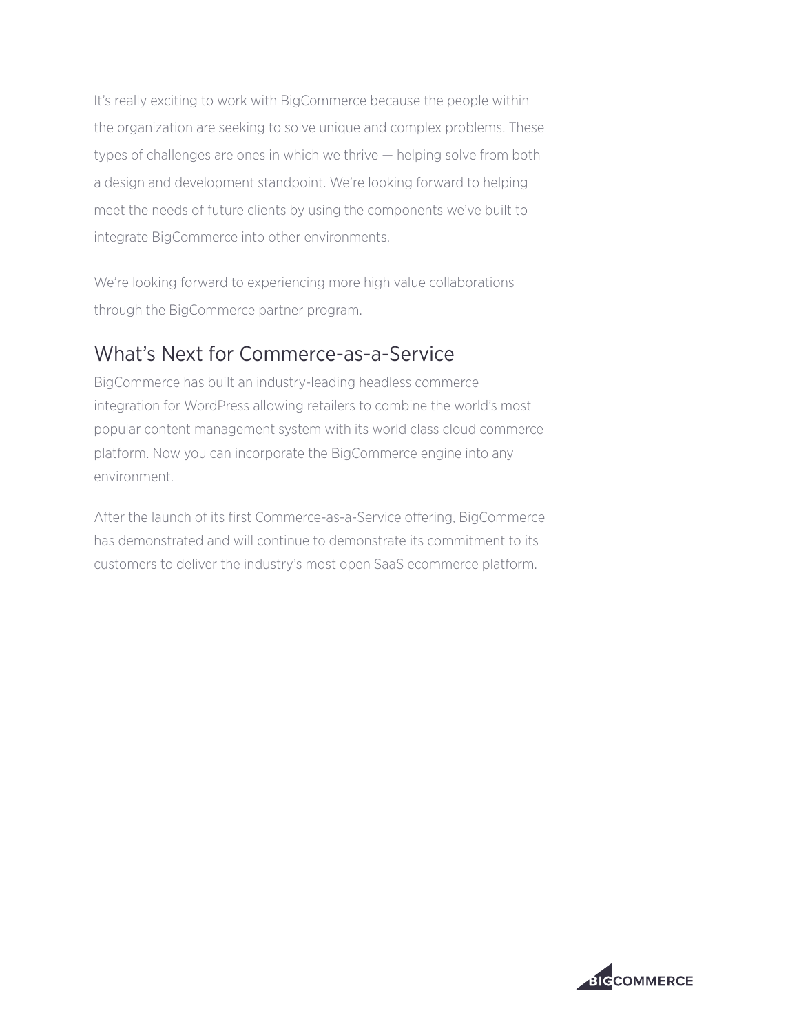It's really exciting to work with BigCommerce because the people within the organization are seeking to solve unique and complex problems. These types of challenges are ones in which we thrive — helping solve from both a design and development standpoint. We're looking forward to helping meet the needs of future clients by using the components we've built to integrate BigCommerce into other environments.

We're looking forward to experiencing more high value collaborations through the BigCommerce partner program.

## What's Next for Commerce-as-a-Service

BigCommerce has built an industry-leading headless commerce integration for WordPress allowing retailers to combine the world's most popular content management system with its world class cloud commerce platform. Now you can incorporate the BigCommerce engine into any environment.

After the launch of its first Commerce-as-a-Service offering, BigCommerce has demonstrated and will continue to demonstrate its commitment to its customers to deliver the industry's most open SaaS ecommerce platform.